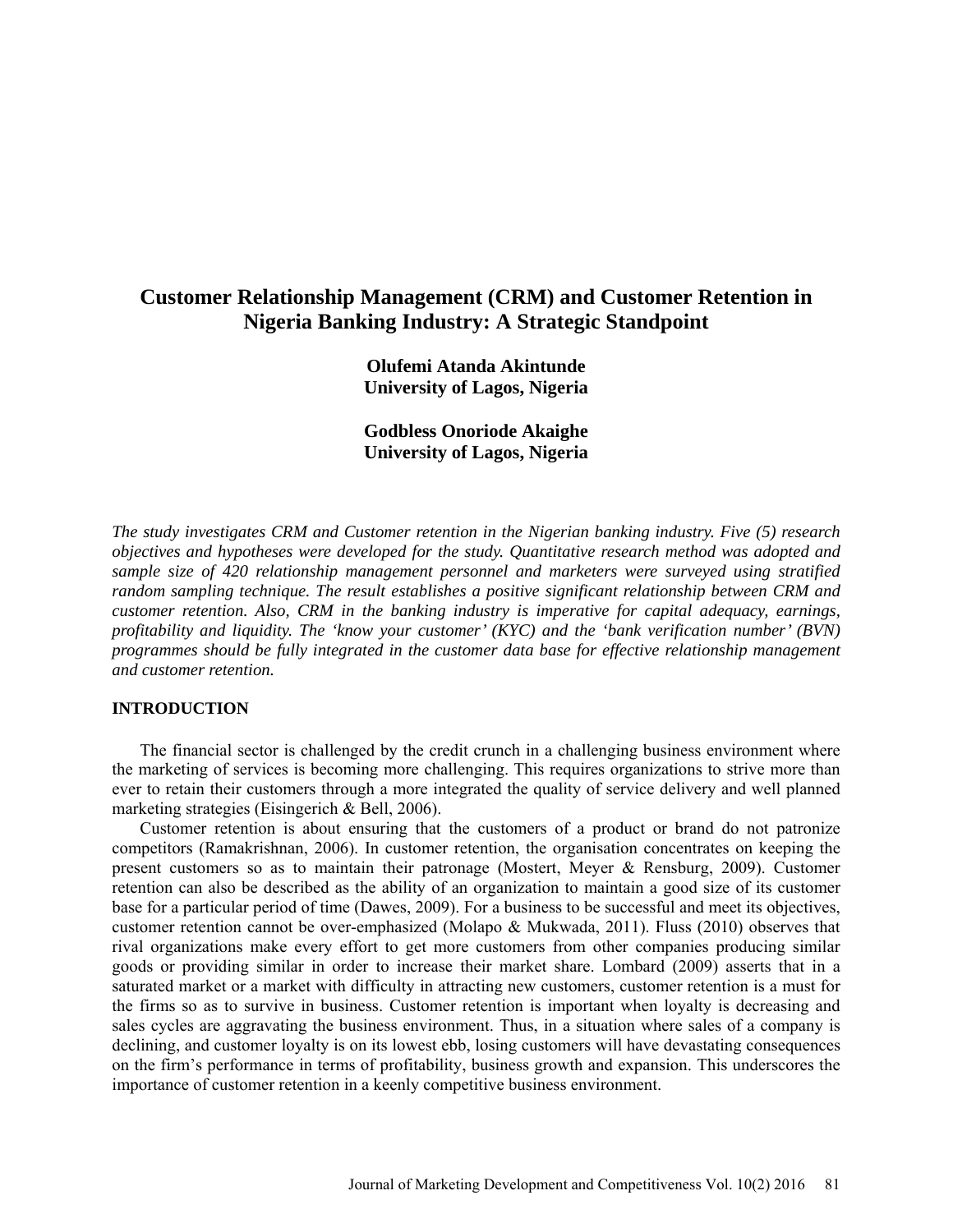# Customer Relationship Management (CRM) and Customer Retention in Nigeria Banking Industry: A Strategic Standpoint

**Olufemi Atanda Akintunde**
**University of Lagos, Nigeria**

**Godbless Onoriode Akaighe**
**University of Lagos, Nigeria**

*The study investigates CRM and Customer retention in the Nigerian banking industry. Five (5) research objectives and hypotheses were developed for the study. Quantitative research method was adopted and sample size of 420 relationship management personnel and marketers were surveyed using stratified random sampling technique. The result establishes a positive significant relationship between CRM and customer retention. Also, CRM in the banking industry is imperative for capital adequacy, earnings, profitability and liquidity. The 'know your customer' (KYC) and the 'bank verification number' (BVN) programmes should be fully integrated in the customer data base for effective relationship management and customer retention.*

## INTRODUCTION

The financial sector is challenged by the credit crunch in a challenging business environment where the marketing of services is becoming more challenging. This requires organizations to strive more than ever to retain their customers through a more integrated the quality of service delivery and well planned marketing strategies (Eisingerich & Bell, 2006).

Customer retention is about ensuring that the customers of a product or brand do not patronize competitors (Ramakrishnan, 2006). In customer retention, the organisation concentrates on keeping the present customers so as to maintain their patronage (Mostert, Meyer & Rensburg, 2009). Customer retention can also be described as the ability of an organization to maintain a good size of its customer base for a particular period of time (Dawes, 2009). For a business to be successful and meet its objectives, customer retention cannot be over-emphasized (Molapo & Mukwada, 2011). Fluss (2010) observes that rival organizations make every effort to get more customers from other companies producing similar goods or providing similar in order to increase their market share. Lombard (2009) asserts that in a saturated market or a market with difficulty in attracting new customers, customer retention is a must for the firms so as to survive in business. Customer retention is important when loyalty is decreasing and sales cycles are aggravating the business environment. Thus, in a situation where sales of a company is declining, and customer loyalty is on its lowest ebb, losing customers will have devastating consequences on the firm's performance in terms of profitability, business growth and expansion. This underscores the importance of customer retention in a keenly competitive business environment.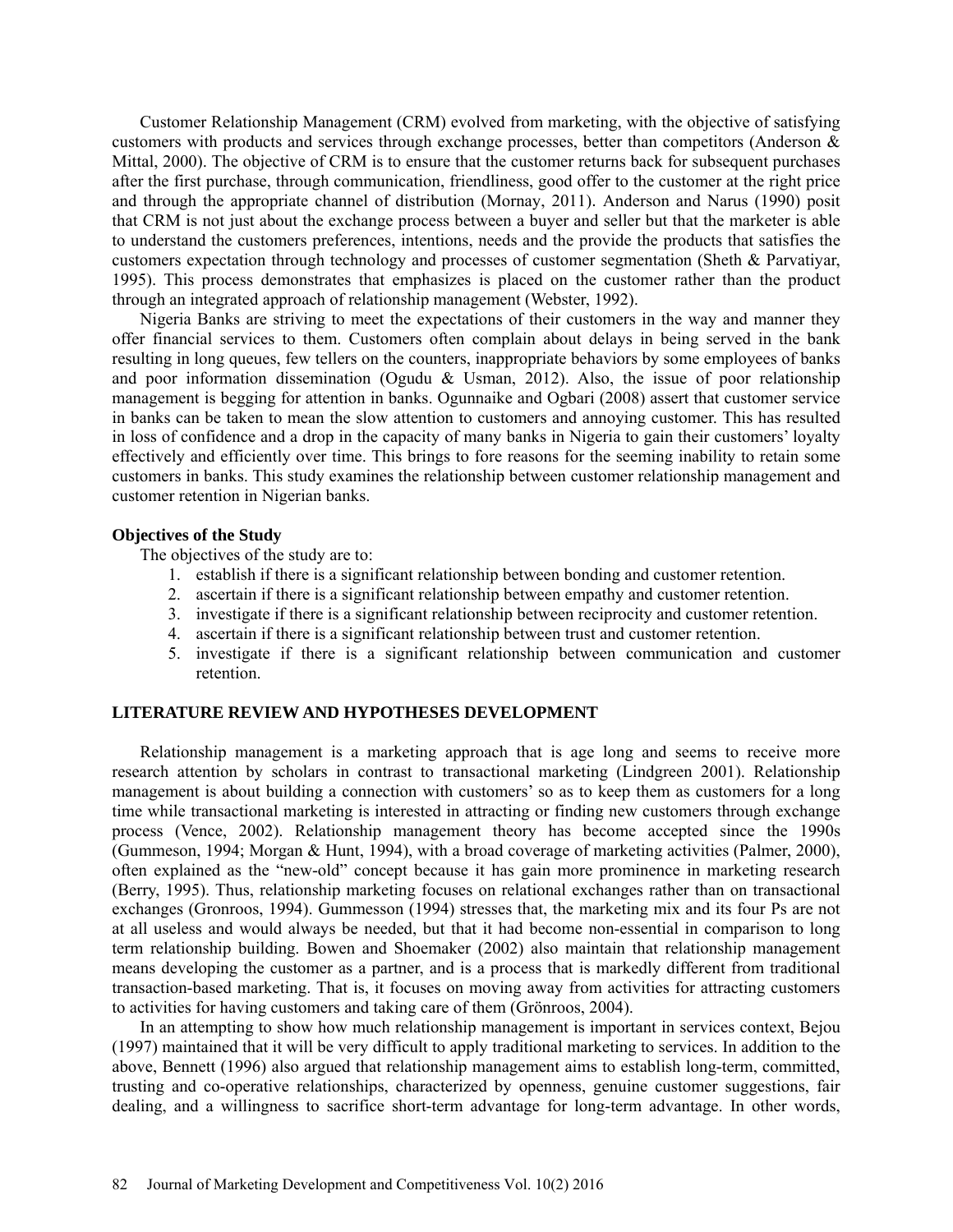Customer Relationship Management (CRM) evolved from marketing, with the objective of satisfying customers with products and services through exchange processes, better than competitors (Anderson & Mittal, 2000). The objective of CRM is to ensure that the customer returns back for subsequent purchases after the first purchase, through communication, friendliness, good offer to the customer at the right price and through the appropriate channel of distribution (Mornay, 2011). Anderson and Narus (1990) posit that CRM is not just about the exchange process between a buyer and seller but that the marketer is able to understand the customers preferences, intentions, needs and the provide the products that satisfies the customers expectation through technology and processes of customer segmentation (Sheth & Parvatiyar, 1995). This process demonstrates that emphasizes is placed on the customer rather than the product through an integrated approach of relationship management (Webster, 1992).

Nigeria Banks are striving to meet the expectations of their customers in the way and manner they offer financial services to them. Customers often complain about delays in being served in the bank resulting in long queues, few tellers on the counters, inappropriate behaviors by some employees of banks and poor information dissemination (Ogudu & Usman, 2012). Also, the issue of poor relationship management is begging for attention in banks. Ogunnaike and Ogbari (2008) assert that customer service in banks can be taken to mean the slow attention to customers and annoying customer. This has resulted in loss of confidence and a drop in the capacity of many banks in Nigeria to gain their customers' loyalty effectively and efficiently over time. This brings to fore reasons for the seeming inability to retain some customers in banks. This study examines the relationship between customer relationship management and customer retention in Nigerian banks.

### Objectives of the Study

The objectives of the study are to:

1. establish if there is a significant relationship between bonding and customer retention.
2. ascertain if there is a significant relationship between empathy and customer retention.
3. investigate if there is a significant relationship between reciprocity and customer retention.
4. ascertain if there is a significant relationship between trust and customer retention.
5. investigate if there is a significant relationship between communication and customer retention.

## LITERATURE REVIEW AND HYPOTHESES DEVELOPMENT

Relationship management is a marketing approach that is age long and seems to receive more research attention by scholars in contrast to transactional marketing (Lindgreen 2001). Relationship management is about building a connection with customers' so as to keep them as customers for a long time while transactional marketing is interested in attracting or finding new customers through exchange process (Vence, 2002). Relationship management theory has become accepted since the 1990s (Gummeson, 1994; Morgan & Hunt, 1994), with a broad coverage of marketing activities (Palmer, 2000), often explained as the "new-old" concept because it has gain more prominence in marketing research (Berry, 1995). Thus, relationship marketing focuses on relational exchanges rather than on transactional exchanges (Gronroos, 1994). Gummesson (1994) stresses that, the marketing mix and its four Ps are not at all useless and would always be needed, but that it had become non-essential in comparison to long term relationship building. Bowen and Shoemaker (2002) also maintain that relationship management means developing the customer as a partner, and is a process that is markedly different from traditional transaction-based marketing. That is, it focuses on moving away from activities for attracting customers to activities for having customers and taking care of them (Grönroos, 2004).

In an attempting to show how much relationship management is important in services context, Bejou (1997) maintained that it will be very difficult to apply traditional marketing to services. In addition to the above, Bennett (1996) also argued that relationship management aims to establish long-term, committed, trusting and co-operative relationships, characterized by openness, genuine customer suggestions, fair dealing, and a willingness to sacrifice short-term advantage for long-term advantage. In other words,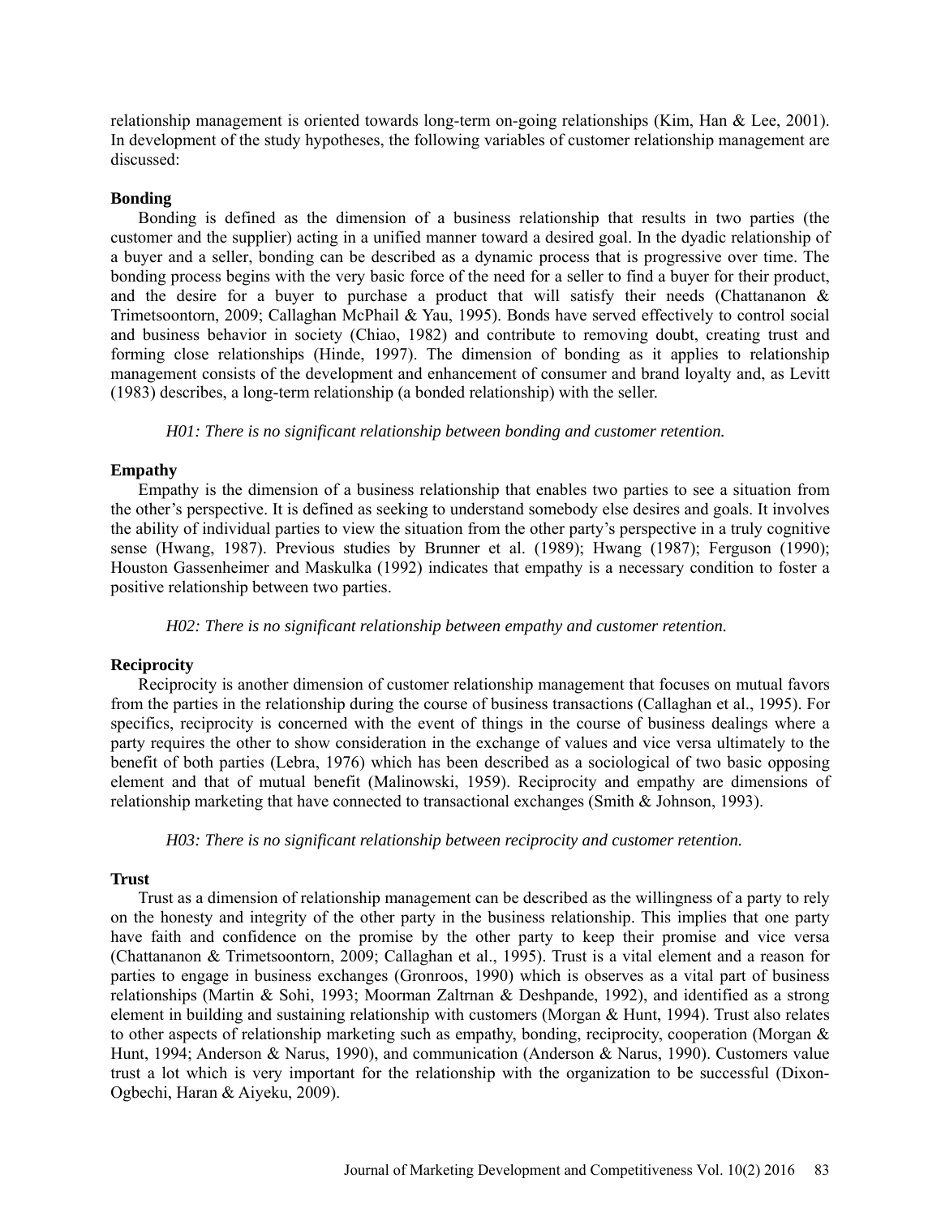relationship management is oriented towards long-term on-going relationships (Kim, Han & Lee, 2001). In development of the study hypotheses, the following variables of customer relationship management are discussed:

### Bonding

Bonding is defined as the dimension of a business relationship that results in two parties (the customer and the supplier) acting in a unified manner toward a desired goal. In the dyadic relationship of a buyer and a seller, bonding can be described as a dynamic process that is progressive over time. The bonding process begins with the very basic force of the need for a seller to find a buyer for their product, and the desire for a buyer to purchase a product that will satisfy their needs (Chattananon & Trimetsoontorn, 2009; Callaghan McPhail & Yau, 1995). Bonds have served effectively to control social and business behavior in society (Chiao, 1982) and contribute to removing doubt, creating trust and forming close relationships (Hinde, 1997). The dimension of bonding as it applies to relationship management consists of the development and enhancement of consumer and brand loyalty and, as Levitt (1983) describes, a long-term relationship (a bonded relationship) with the seller.

*H01: There is no significant relationship between bonding and customer retention.*

### Empathy

Empathy is the dimension of a business relationship that enables two parties to see a situation from the other's perspective. It is defined as seeking to understand somebody else desires and goals. It involves the ability of individual parties to view the situation from the other party's perspective in a truly cognitive sense (Hwang, 1987). Previous studies by Brunner et al. (1989); Hwang (1987); Ferguson (1990); Houston Gassenheimer and Maskulka (1992) indicates that empathy is a necessary condition to foster a positive relationship between two parties.

*H02: There is no significant relationship between empathy and customer retention.*

### Reciprocity

Reciprocity is another dimension of customer relationship management that focuses on mutual favors from the parties in the relationship during the course of business transactions (Callaghan et al., 1995). For specifics, reciprocity is concerned with the event of things in the course of business dealings where a party requires the other to show consideration in the exchange of values and vice versa ultimately to the benefit of both parties (Lebra, 1976) which has been described as a sociological of two basic opposing element and that of mutual benefit (Malinowski, 1959). Reciprocity and empathy are dimensions of relationship marketing that have connected to transactional exchanges (Smith & Johnson, 1993).

*H03: There is no significant relationship between reciprocity and customer retention.*

### Trust

Trust as a dimension of relationship management can be described as the willingness of a party to rely on the honesty and integrity of the other party in the business relationship. This implies that one party have faith and confidence on the promise by the other party to keep their promise and vice versa (Chattananon & Trimetsoontorn, 2009; Callaghan et al., 1995). Trust is a vital element and a reason for parties to engage in business exchanges (Gronroos, 1990) which is observes as a vital part of business relationships (Martin & Sohi, 1993; Moorman Zaltrnan & Deshpande, 1992), and identified as a strong element in building and sustaining relationship with customers (Morgan & Hunt, 1994). Trust also relates to other aspects of relationship marketing such as empathy, bonding, reciprocity, cooperation (Morgan & Hunt, 1994; Anderson & Narus, 1990), and communication (Anderson & Narus, 1990). Customers value trust a lot which is very important for the relationship with the organization to be successful (Dixon-Ogbechi, Haran & Aiyeku, 2009).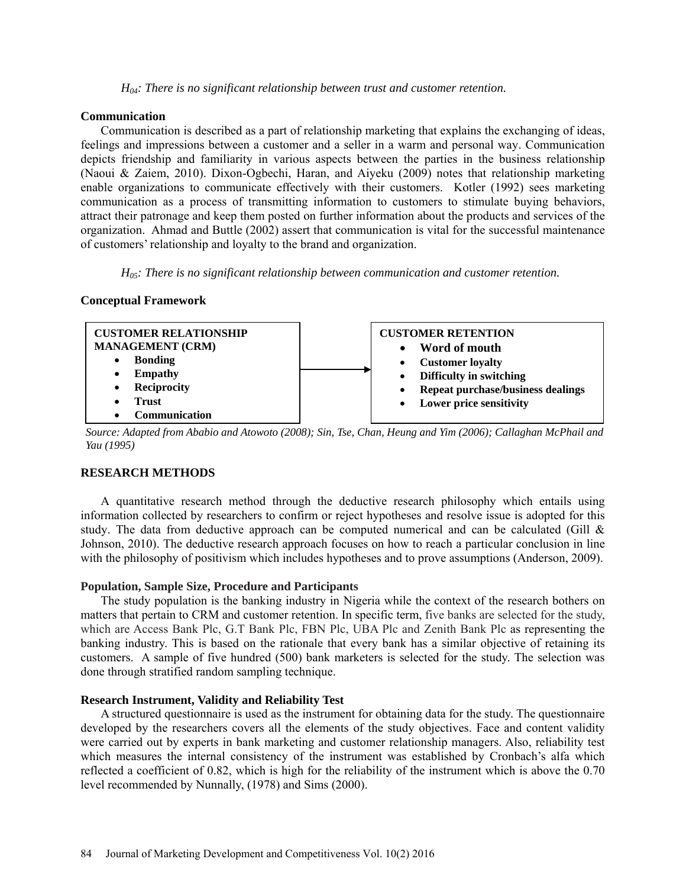*$H_{04}$: There is no significant relationship between trust and customer retention.*

### Communication

Communication is described as a part of relationship marketing that explains the exchanging of ideas, feelings and impressions between a customer and a seller in a warm and personal way. Communication depicts friendship and familiarity in various aspects between the parties in the business relationship (Naoui & Zaiem, 2010). Dixon-Ogbechi, Haran, and Aiyeku (2009) notes that relationship marketing enable organizations to communicate effectively with their customers. Kotler (1992) sees marketing communication as a process of transmitting information to customers to stimulate buying behaviors, attract their patronage and keep them posted on further information about the products and services of the organization. Ahmad and Buttle (2002) assert that communication is vital for the successful maintenance of customers' relationship and loyalty to the brand and organization.

*$H_{05}$: There is no significant relationship between communication and customer retention.*

### Conceptual Framework

| CUSTOMER RELATIONSHIP MANAGEMENT (CRM) | → | CUSTOMER RETENTION |
|---|---|---|
| • Bonding<br>• Empathy<br>• Reciprocity<br>• Trust<br>• Communication | | • Word of mouth<br>• Customer loyalty<br>• Difficulty in switching<br>• Repeat purchase/business dealings<br>• Lower price sensitivity |

*Source: Adapted from Ababio and Atowoto (2008); Sin, Tse, Chan, Heung and Yim (2006); Callaghan McPhail and Yau (1995)*

## RESEARCH METHODS

A quantitative research method through the deductive research philosophy which entails using information collected by researchers to confirm or reject hypotheses and resolve issue is adopted for this study. The data from deductive approach can be computed numerical and can be calculated (Gill & Johnson, 2010). The deductive research approach focuses on how to reach a particular conclusion in line with the philosophy of positivism which includes hypotheses and to prove assumptions (Anderson, 2009).

### Population, Sample Size, Procedure and Participants

The study population is the banking industry in Nigeria while the context of the research bothers on matters that pertain to CRM and customer retention. In specific term, five banks are selected for the study, which are Access Bank Plc, G.T Bank Plc, FBN Plc, UBA Plc and Zenith Bank Plc as representing the banking industry. This is based on the rationale that every bank has a similar objective of retaining its customers. A sample of five hundred (500) bank marketers is selected for the study. The selection was done through stratified random sampling technique.

### Research Instrument, Validity and Reliability Test

A structured questionnaire is used as the instrument for obtaining data for the study. The questionnaire developed by the researchers covers all the elements of the study objectives. Face and content validity were carried out by experts in bank marketing and customer relationship managers. Also, reliability test which measures the internal consistency of the instrument was established by Cronbach's alfa which reflected a coefficient of 0.82, which is high for the reliability of the instrument which is above the 0.70 level recommended by Nunnally, (1978) and Sims (2000).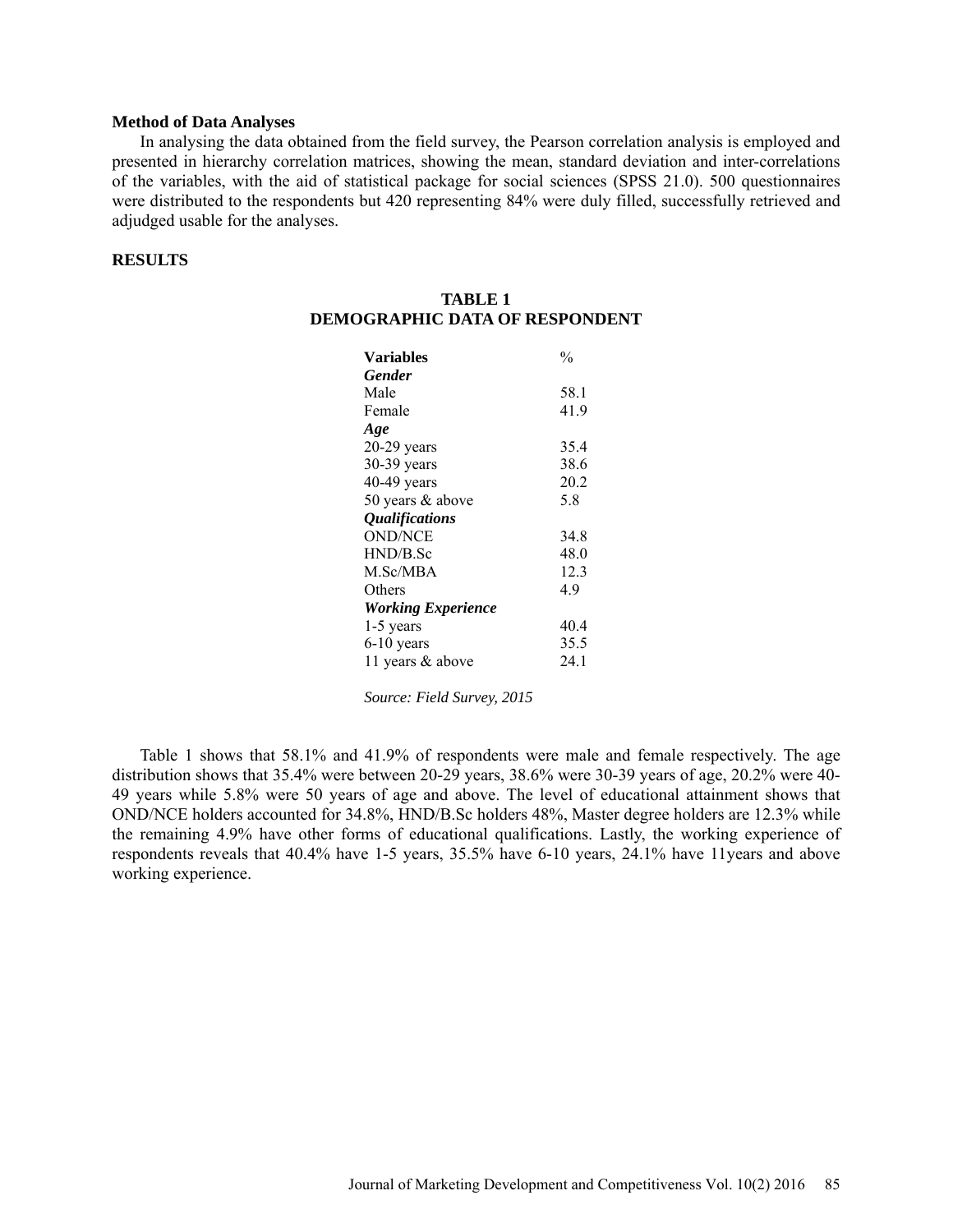**Method of Data Analyses**

In analysing the data obtained from the field survey, the Pearson correlation analysis is employed and presented in hierarchy correlation matrices, showing the mean, standard deviation and inter-correlations of the variables, with the aid of statistical package for social sciences (SPSS 21.0). 500 questionnaires were distributed to the respondents but 420 representing 84% were duly filled, successfully retrieved and adjudged usable for the analyses.

**RESULTS**

**TABLE 1**
**DEMOGRAPHIC DATA OF RESPONDENT**

| Variables | % |
|---|---|
| ***Gender*** | |
| Male | 58.1 |
| Female | 41.9 |
| ***Age*** | |
| 20-29 years | 35.4 |
| 30-39 years | 38.6 |
| 40-49 years | 20.2 |
| 50 years & above | 5.8 |
| ***Qualifications*** | |
| OND/NCE | 34.8 |
| HND/B.Sc | 48.0 |
| M.Sc/MBA | 12.3 |
| Others | 4.9 |
| ***Working Experience*** | |
| 1-5 years | 40.4 |
| 6-10 years | 35.5 |
| 11 years & above | 24.1 |

*Source: Field Survey, 2015*

Table 1 shows that 58.1% and 41.9% of respondents were male and female respectively. The age distribution shows that 35.4% were between 20-29 years, 38.6% were 30-39 years of age, 20.2% were 40-49 years while 5.8% were 50 years of age and above. The level of educational attainment shows that OND/NCE holders accounted for 34.8%, HND/B.Sc holders 48%, Master degree holders are 12.3% while the remaining 4.9% have other forms of educational qualifications. Lastly, the working experience of respondents reveals that 40.4% have 1-5 years, 35.5% have 6-10 years, 24.1% have 11years and above working experience.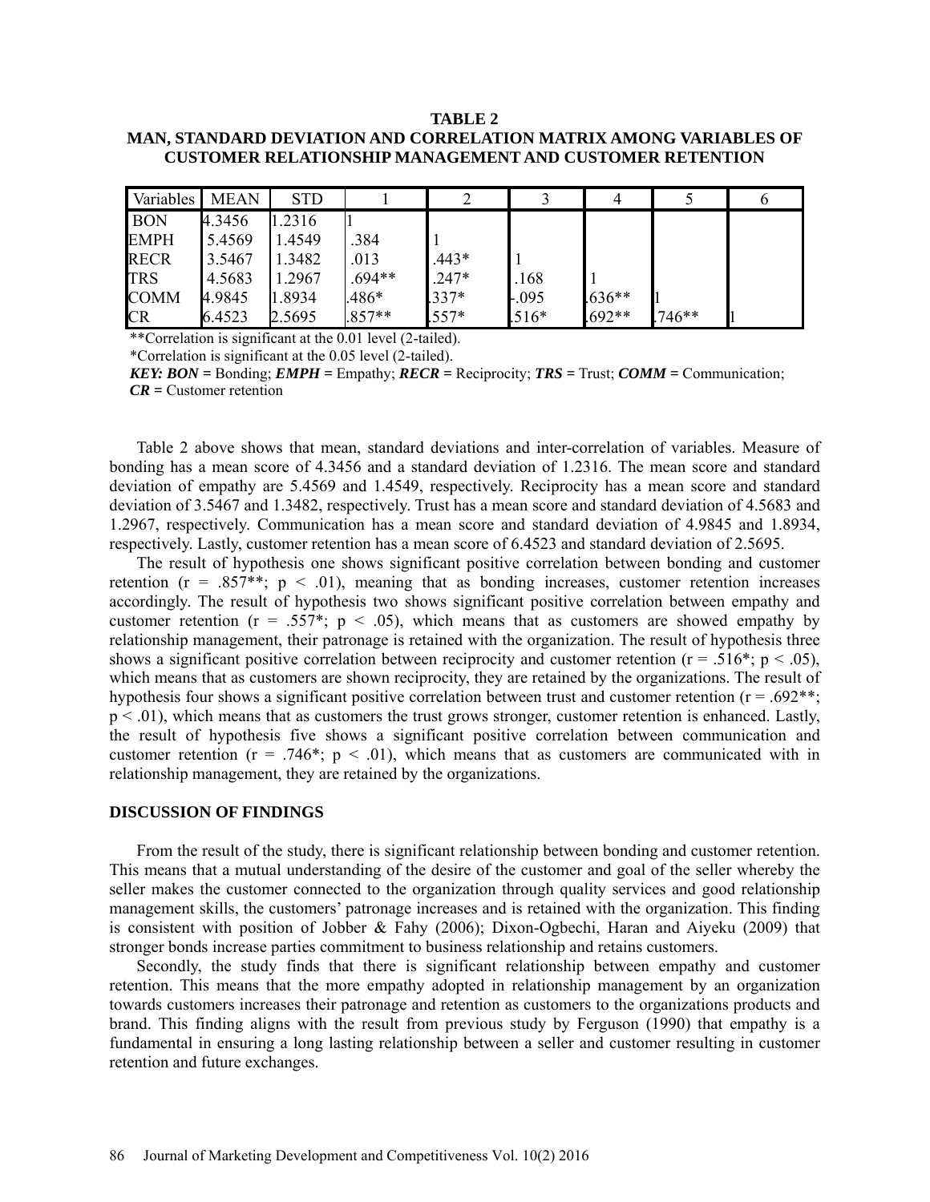**TABLE 2**
**MAN, STANDARD DEVIATION AND CORRELATION MATRIX AMONG VARIABLES OF CUSTOMER RELATIONSHIP MANAGEMENT AND CUSTOMER RETENTION**

| Variables | MEAN | STD | 1 | 2 | 3 | 4 | 5 | 6 |
|---|---|---|---|---|---|---|---|---|
| BON | 4.3456 | 1.2316 | 1 | | | | | |
| EMPH | 5.4569 | 1.4549 | .384 | 1 | | | | |
| RECR | 3.5467 | 1.3482 | .013 | .443* | 1 | | | |
| TRS | 4.5683 | 1.2967 | .694** | .247* | .168 | 1 | | |
| COMM | 4.9845 | 1.8934 | .486* | .337* | -.095 | .636** | 1 | |
| CR | 6.4523 | 2.5695 | .857** | .557* | .516* | .692** | .746** | 1 |

**Correlation is significant at the 0.01 level (2-tailed).
*Correlation is significant at the 0.05 level (2-tailed).
***KEY: BON*** = Bonding; ***EMPH*** = Empathy; ***RECR*** = Reciprocity; ***TRS*** = Trust; ***COMM*** = Communication; ***CR*** = Customer retention

Table 2 above shows that mean, standard deviations and inter-correlation of variables. Measure of bonding has a mean score of 4.3456 and a standard deviation of 1.2316. The mean score and standard deviation of empathy are 5.4569 and 1.4549, respectively. Reciprocity has a mean score and standard deviation of 3.5467 and 1.3482, respectively. Trust has a mean score and standard deviation of 4.5683 and 1.2967, respectively. Communication has a mean score and standard deviation of 4.9845 and 1.8934, respectively. Lastly, customer retention has a mean score of 6.4523 and standard deviation of 2.5695.

The result of hypothesis one shows significant positive correlation between bonding and customer retention (r = .857**; $p < .01$), meaning that as bonding increases, customer retention increases accordingly. The result of hypothesis two shows significant positive correlation between empathy and customer retention (r = .557*; $p < .05$), which means that as customers are showed empathy by relationship management, their patronage is retained with the organization. The result of hypothesis three shows a significant positive correlation between reciprocity and customer retention (r = .516*; $p < .05$), which means that as customers are shown reciprocity, they are retained by the organizations. The result of hypothesis four shows a significant positive correlation between trust and customer retention (r = .692**; $p < .01$), which means that as customers the trust grows stronger, customer retention is enhanced. Lastly, the result of hypothesis five shows a significant positive correlation between communication and customer retention (r = .746*; $p < .01$), which means that as customers are communicated with in relationship management, they are retained by the organizations.

## DISCUSSION OF FINDINGS

From the result of the study, there is significant relationship between bonding and customer retention. This means that a mutual understanding of the desire of the customer and goal of the seller whereby the seller makes the customer connected to the organization through quality services and good relationship management skills, the customers' patronage increases and is retained with the organization. This finding is consistent with position of Jobber & Fahy (2006); Dixon-Ogbechi, Haran and Aiyeku (2009) that stronger bonds increase parties commitment to business relationship and retains customers.

Secondly, the study finds that there is significant relationship between empathy and customer retention. This means that the more empathy adopted in relationship management by an organization towards customers increases their patronage and retention as customers to the organizations products and brand. This finding aligns with the result from previous study by Ferguson (1990) that empathy is a fundamental in ensuring a long lasting relationship between a seller and customer resulting in customer retention and future exchanges.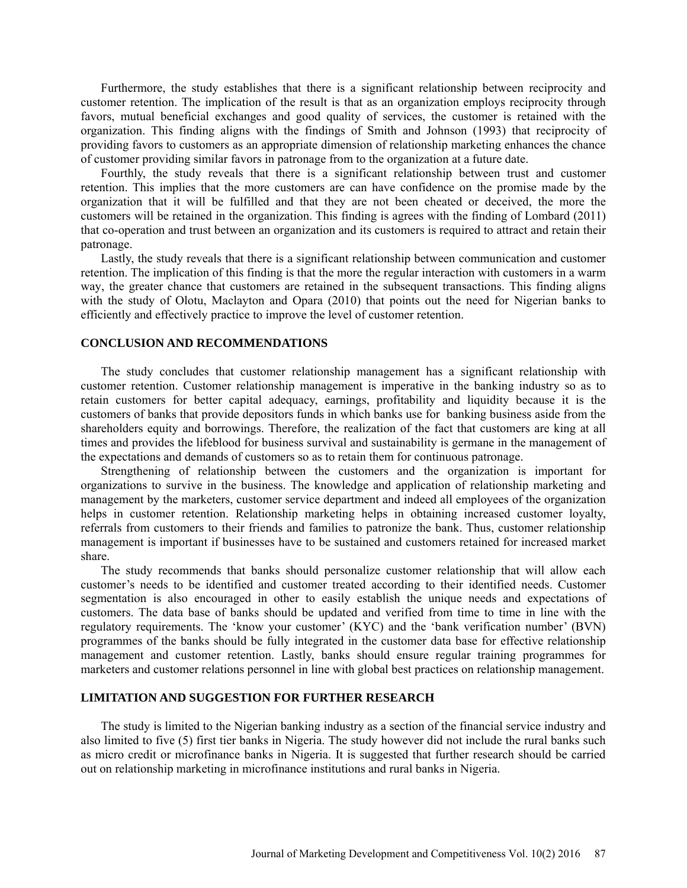Furthermore, the study establishes that there is a significant relationship between reciprocity and customer retention. The implication of the result is that as an organization employs reciprocity through favors, mutual beneficial exchanges and good quality of services, the customer is retained with the organization. This finding aligns with the findings of Smith and Johnson (1993) that reciprocity of providing favors to customers as an appropriate dimension of relationship marketing enhances the chance of customer providing similar favors in patronage from to the organization at a future date.

Fourthly, the study reveals that there is a significant relationship between trust and customer retention. This implies that the more customers are can have confidence on the promise made by the organization that it will be fulfilled and that they are not been cheated or deceived, the more the customers will be retained in the organization. This finding is agrees with the finding of Lombard (2011) that co-operation and trust between an organization and its customers is required to attract and retain their patronage.

Lastly, the study reveals that there is a significant relationship between communication and customer retention. The implication of this finding is that the more the regular interaction with customers in a warm way, the greater chance that customers are retained in the subsequent transactions. This finding aligns with the study of Olotu, Maclayton and Opara (2010) that points out the need for Nigerian banks to efficiently and effectively practice to improve the level of customer retention.

## CONCLUSION AND RECOMMENDATIONS

The study concludes that customer relationship management has a significant relationship with customer retention. Customer relationship management is imperative in the banking industry so as to retain customers for better capital adequacy, earnings, profitability and liquidity because it is the customers of banks that provide depositors funds in which banks use for banking business aside from the shareholders equity and borrowings. Therefore, the realization of the fact that customers are king at all times and provides the lifeblood for business survival and sustainability is germane in the management of the expectations and demands of customers so as to retain them for continuous patronage.

Strengthening of relationship between the customers and the organization is important for organizations to survive in the business. The knowledge and application of relationship marketing and management by the marketers, customer service department and indeed all employees of the organization helps in customer retention. Relationship marketing helps in obtaining increased customer loyalty, referrals from customers to their friends and families to patronize the bank. Thus, customer relationship management is important if businesses have to be sustained and customers retained for increased market share.

The study recommends that banks should personalize customer relationship that will allow each customer's needs to be identified and customer treated according to their identified needs. Customer segmentation is also encouraged in other to easily establish the unique needs and expectations of customers. The data base of banks should be updated and verified from time to time in line with the regulatory requirements. The 'know your customer' (KYC) and the 'bank verification number' (BVN) programmes of the banks should be fully integrated in the customer data base for effective relationship management and customer retention. Lastly, banks should ensure regular training programmes for marketers and customer relations personnel in line with global best practices on relationship management.

## LIMITATION AND SUGGESTION FOR FURTHER RESEARCH

The study is limited to the Nigerian banking industry as a section of the financial service industry and also limited to five (5) first tier banks in Nigeria. The study however did not include the rural banks such as micro credit or microfinance banks in Nigeria. It is suggested that further research should be carried out on relationship marketing in microfinance institutions and rural banks in Nigeria.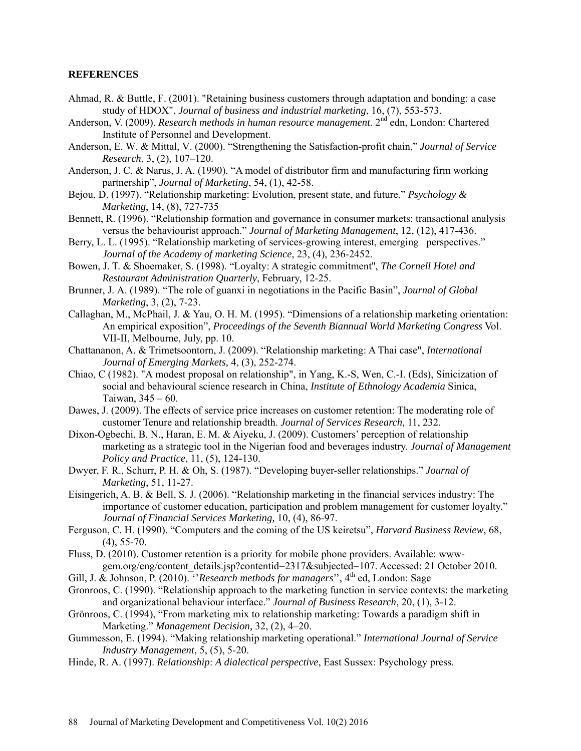**REFERENCES**

Ahmad, R. & Buttle, F. (2001). "Retaining business customers through adaptation and bonding: a case study of HDOX", *Journal of business and industrial marketing*, 16, (7), 553-573.

Anderson, V. (2009). *Research methods in human resource management*. 2nd edn, London: Chartered Institute of Personnel and Development.

Anderson, E. W. & Mittal, V. (2000). "Strengthening the Satisfaction-profit chain," *Journal of Service Research*, 3, (2), 107–120.

Anderson, J. C. & Narus, J. A. (1990). "A model of distributor firm and manufacturing firm working partnership", *Journal of Marketing*, 54, (1), 42-58.

Bejou, D. (1997). "Relationship marketing: Evolution, present state, and future." *Psychology & Marketing*, 14, (8), 727-735

Bennett, R. (1996). "Relationship formation and governance in consumer markets: transactional analysis versus the behaviourist approach." *Journal of Marketing Management*, 12, (12), 417-436.

Berry, L. L. (1995). "Relationship marketing of services-growing interest, emerging perspectives." *Journal of the Academy of marketing Science*, 23, (4), 236-2452.

Bowen, J. T. & Shoemaker, S. (1998). "Loyalty: A strategic commitment", *The Cornell Hotel and Restaurant Administration Quarterly*, February, 12-25.

Brunner, J. A. (1989). "The role of guanxi in negotiations in the Pacific Basin", *Journal of Global Marketing*, 3, (2), 7-23.

Callaghan, M., McPhail, J. & Yau, O. H. M. (1995). "Dimensions of a relationship marketing orientation: An empirical exposition", *Proceedings of the Seventh Biannual World Marketing Congress* Vol. VII-II, Melbourne, July, pp. 10.

Chattananon, A. & Trimetsoontorn, J. (2009). "Relationship marketing: A Thai case", *International Journal of Emerging Markets,* 4, (3), 252-274.

Chiao, C (1982). "A modest proposal on relationship", in Yang, K.-S, Wen, C.-I. (Eds), Sinicization of social and behavioural science research in China, *Institute of Ethnology Academia* Sinica, Taiwan, 345 – 60.

Dawes, J. (2009). The effects of service price increases on customer retention: The moderating role of customer Tenure and relationship breadth. *Journal of Services Research,* 11, 232.

Dixon-Ogbechi, B. N., Haran, E. M. & Aiyeku, J. (2009). Customers' perception of relationship marketing as a strategic tool in the Nigerian food and beverages industry. *Journal of Management Policy and Practice*, 11, (5), 124-130.

Dwyer, F. R., Schurr, P. H. & Oh, S. (1987). "Developing buyer-seller relationships." *Journal of Marketing*, 51, 11-27.

Eisingerich, A. B. & Bell, S. J. (2006). "Relationship marketing in the financial services industry: The importance of customer education, participation and problem management for customer loyalty." *Journal of Financial Services Marketing,* 10, (4), 86-97.

Ferguson, C. H. (1990). "Computers and the coming of the US keiretsu", *Harvard Business Review*, 68, (4), 55-70.

Fluss, D. (2010). Customer retention is a priority for mobile phone providers. Available: www-gem.org/eng/content_details.jsp?contentid=2317&subjected=107. Accessed: 21 October 2010.

Gill, J. & Johnson, P. (2010). ''*Research methods for managers*'', 4th ed, London: Sage

Gronroos, C. (1990). "Relationship approach to the marketing function in service contexts: the marketing and organizational behaviour interface." *Journal of Business Research*, 20, (1), 3-12.

Grönroos, C. (1994), "From marketing mix to relationship marketing: Towards a paradigm shift in Marketing." *Management Decision,* 32, (2), 4–20.

Gummesson, E. (1994). "Making relationship marketing operational." *International Journal of Service Industry Management*, 5, (5), 5-20.

Hinde, R. A. (1997). *Relationship*: *A dialectical perspective*, East Sussex: Psychology press.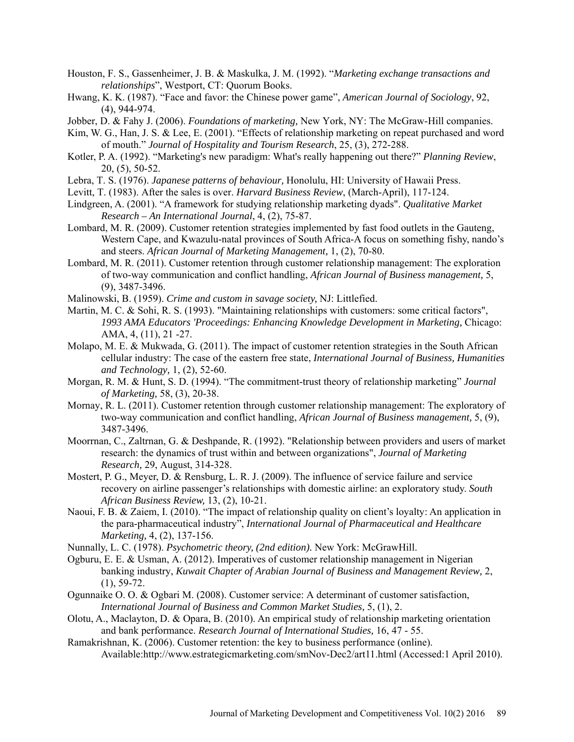Houston, F. S., Gassenheimer, J. B. & Maskulka, J. M. (1992). "*Marketing exchange transactions and relationships*", Westport, CT: Quorum Books.

Hwang, K. K. (1987). "Face and favor: the Chinese power game", *American Journal of Sociology*, 92, (4), 944-974.

Jobber, D. & Fahy J. (2006). *Foundations of marketing,* New York, NY: The McGraw-Hill companies.

Kim, W. G., Han, J. S. & Lee, E. (2001). "Effects of relationship marketing on repeat purchased and word of mouth." *Journal of Hospitality and Tourism Research*, 25, (3), 272-288.

Kotler, P. A. (1992). "Marketing's new paradigm: What's really happening out there?" *Planning Review*, 20, (5), 50-52.

Lebra, T. S. (1976). *Japanese patterns of behaviour,* Honolulu, HI: University of Hawaii Press.

Levitt, T. (1983). After the sales is over. *Harvard Business Review*, (March-April), 117-124.

Lindgreen, A. (2001). "A framework for studying relationship marketing dyads". *Qualitative Market Research – An International Journal*, 4, (2), 75-87.

Lombard, M. R. (2009). Customer retention strategies implemented by fast food outlets in the Gauteng, Western Cape, and Kwazulu-natal provinces of South Africa-A focus on something fishy, nando's and steers. *African Journal of Marketing Management,* 1, (2), 70-80.

Lombard, M. R. (2011). Customer retention through customer relationship management: The exploration of two-way communication and conflict handling, *African Journal of Business management,* 5, (9), 3487-3496.

Malinowski, B. (1959). *Crime and custom in savage society,* NJ: Littlefied.

Martin, M. C. & Sohi, R. S. (1993). "Maintaining relationships with customers: some critical factors", *1993 AMA Educators 'Proceedings: Enhancing Knowledge Development in Marketing,* Chicago: AMA, 4, (11), 21 -27.

Molapo, M. E. & Mukwada, G. (2011). The impact of customer retention strategies in the South African cellular industry: The case of the eastern free state, *International Journal of Business, Humanities and Technology,* 1, (2), 52-60.

Morgan, R. M. & Hunt, S. D. (1994). "The commitment-trust theory of relationship marketing" *Journal of Marketing,* 58, (3), 20-38.

Mornay, R. L. (2011). Customer retention through customer relationship management: The exploratory of two-way communication and conflict handling, *African Journal of Business management,* 5, (9), 3487-3496.

Moorrnan, C., Zaltrnan, G. & Deshpande, R. (1992). "Relationship between providers and users of market research: the dynamics of trust within and between organizations", *Journal of Marketing Research,* 29, August, 314-328.

Mostert, P. G., Meyer, D. & Rensburg, L. R. J. (2009). The influence of service failure and service recovery on airline passenger's relationships with domestic airline: an exploratory study. *South African Business Review,* 13, (2), 10-21.

Naoui, F. B. & Zaiem, I. (2010). "The impact of relationship quality on client's loyalty: An application in the para-pharmaceutical industry", *International Journal of Pharmaceutical and Healthcare Marketing,* 4, (2), 137-156.

Nunnally, L. C. (1978). *Psychometric theory, (2nd edition).* New York: McGrawHill.

Ogburu, E. E. & Usman, A. (2012). Imperatives of customer relationship management in Nigerian banking industry, *Kuwait Chapter of Arabian Journal of Business and Management Review,* 2, (1), 59-72.

Ogunnaike O. O. & Ogbari M. (2008). Customer service: A determinant of customer satisfaction, *International Journal of Business and Common Market Studies,* 5, (1), 2.

Olotu, A., Maclayton, D. & Opara, B. (2010). An empirical study of relationship marketing orientation and bank performance. *Research Journal of International Studies,* 16, 47 - 55.

Ramakrishnan, K. (2006). Customer retention: the key to business performance (online). Available:http://www.estrategicmarketing.com/smNov-Dec2/art11.html (Accessed:1 April 2010).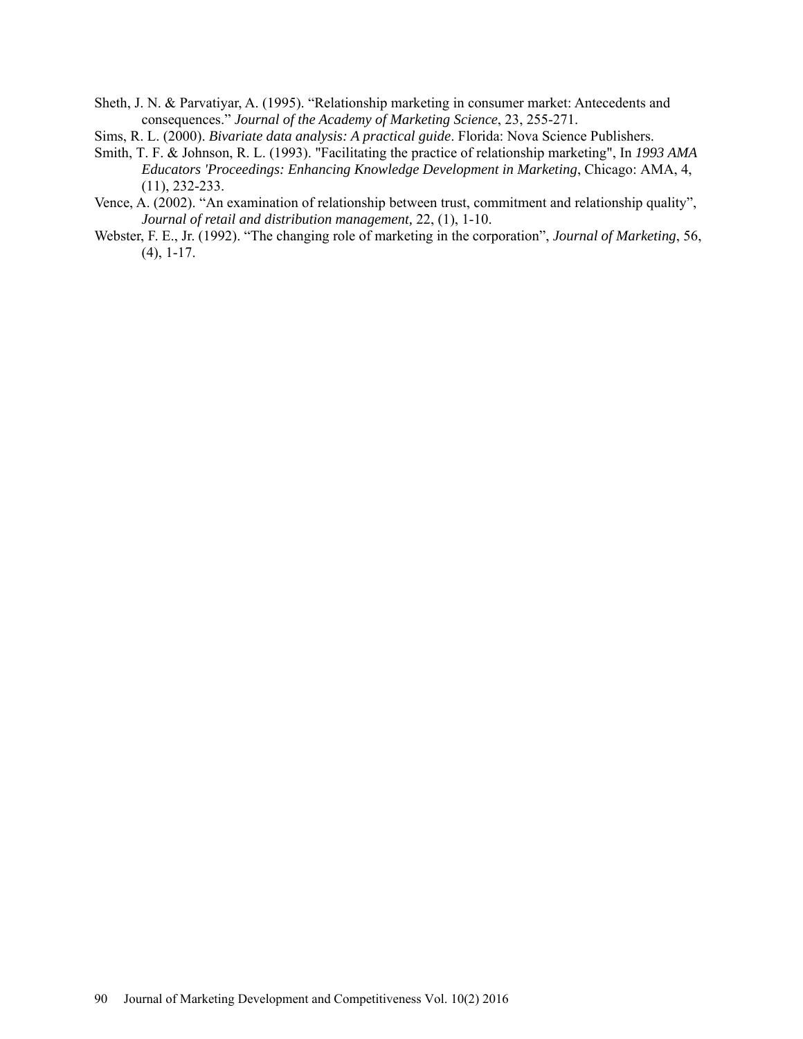Sheth, J. N. & Parvatiyar, A. (1995). "Relationship marketing in consumer market: Antecedents and consequences." *Journal of the Academy of Marketing Science*, 23, 255-271.

Sims, R. L. (2000). *Bivariate data analysis: A practical guide*. Florida: Nova Science Publishers.

Smith, T. F. & Johnson, R. L. (1993). "Facilitating the practice of relationship marketing", In *1993 AMA Educators 'Proceedings: Enhancing Knowledge Development in Marketing*, Chicago: AMA, 4, (11), 232-233.

Vence, A. (2002). "An examination of relationship between trust, commitment and relationship quality", *Journal of retail and distribution management,* 22, (1), 1-10.

Webster, F. E., Jr. (1992). "The changing role of marketing in the corporation", *Journal of Marketing*, 56, (4), 1-17.